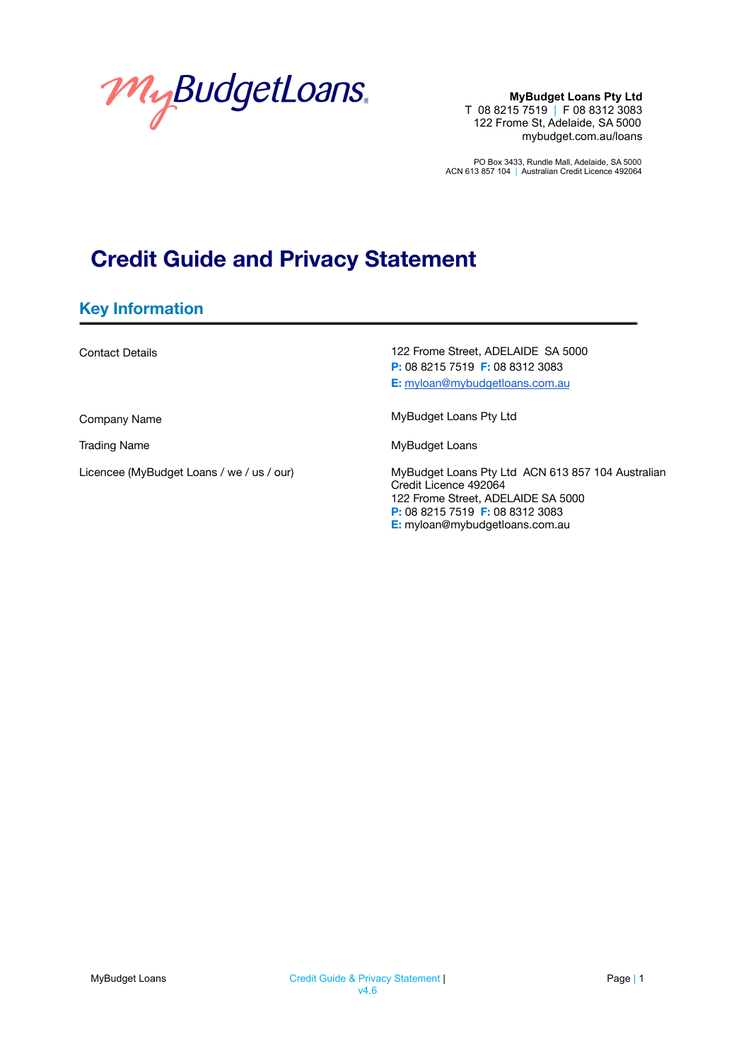**MyBudget Loans Pty Ltd**
T 08 8215 7519 | F 08 8312 3083
122 Frome St, Adelaide, SA 5000
mybudget.com.au/loans

PO Box 3433, Rundle Mall, Adelaide, SA 5000
ACN 613 857 104 | Australian Credit Licence 492064

# Credit Guide and Privacy Statement

## Key Information

| | |
|---|---|
| Contact Details | 122 Frome Street, ADELAIDE SA 5000<br>**P:** 08 8215 7519 **F:** 08 8312 3083<br>**E:** myloan@mybudgetloans.com.au |
| Company Name | MyBudget Loans Pty Ltd |
| Trading Name | MyBudget Loans |
| Licencee (MyBudget Loans / we / us / our) | MyBudget Loans Pty Ltd ACN 613 857 104 Australian Credit Licence 492064<br>122 Frome Street, ADELAIDE SA 5000<br>**P:** 08 8215 7519 **F:** 08 8312 3083<br>**E:** myloan@mybudgetloans.com.au |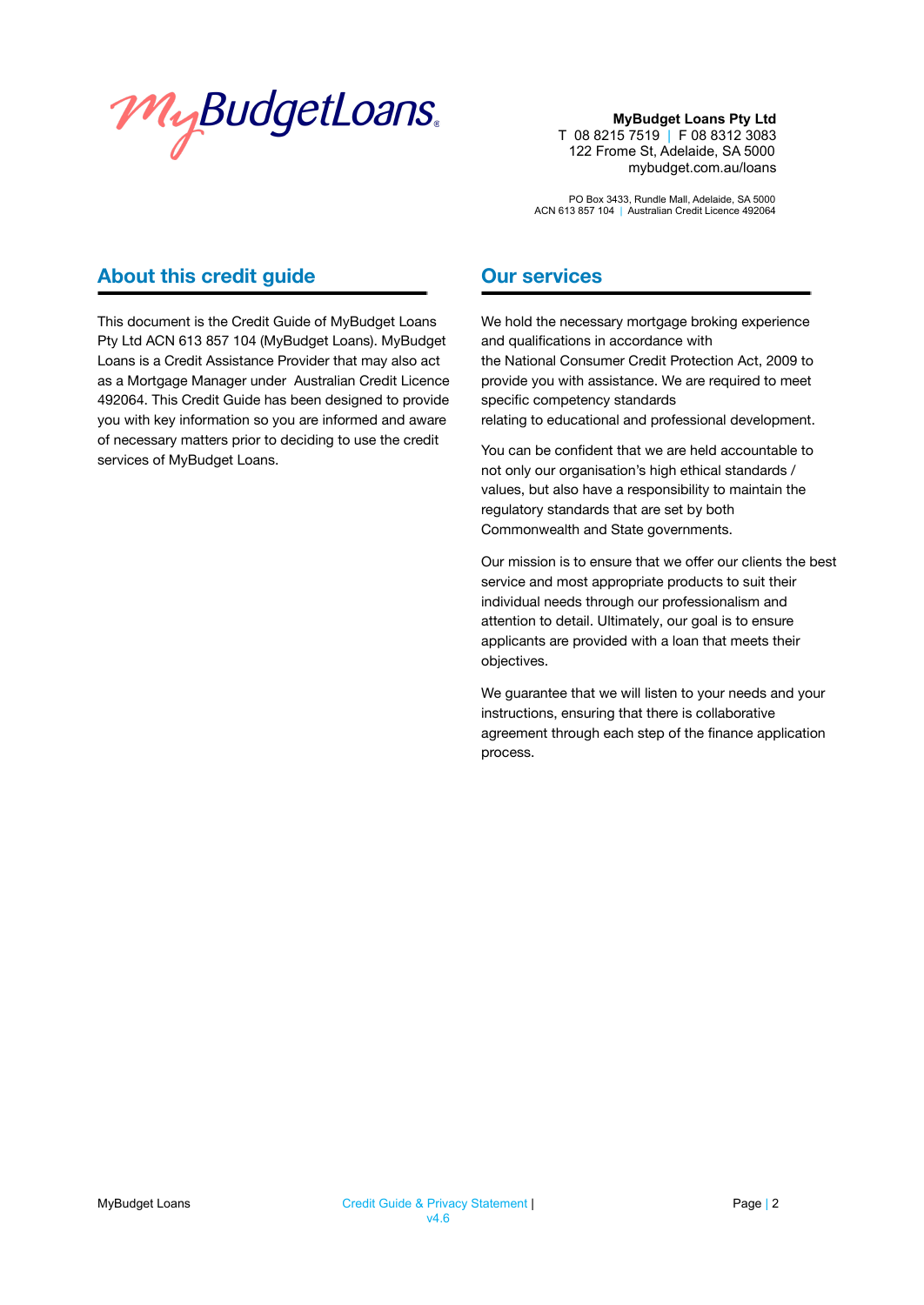**MyBudget Loans Pty Ltd**
T 08 8215 7519 | F 08 8312 3083
122 Frome St, Adelaide, SA 5000
mybudget.com.au/loans

PO Box 3433, Rundle Mall, Adelaide, SA 5000
ACN 613 857 104 | Australian Credit Licence 492064

## About this credit guide

This document is the Credit Guide of MyBudget Loans Pty Ltd ACN 613 857 104 (MyBudget Loans). MyBudget Loans is a Credit Assistance Provider that may also act as a Mortgage Manager under Australian Credit Licence 492064. This Credit Guide has been designed to provide you with key information so you are informed and aware of necessary matters prior to deciding to use the credit services of MyBudget Loans.

## Our services

We hold the necessary mortgage broking experience and qualifications in accordance with the National Consumer Credit Protection Act, 2009 to provide you with assistance. We are required to meet specific competency standards relating to educational and professional development.

You can be confident that we are held accountable to not only our organisation's high ethical standards / values, but also have a responsibility to maintain the regulatory standards that are set by both Commonwealth and State governments.

Our mission is to ensure that we offer our clients the best service and most appropriate products to suit their individual needs through our professionalism and attention to detail. Ultimately, our goal is to ensure applicants are provided with a loan that meets their objectives.

We guarantee that we will listen to your needs and your instructions, ensuring that there is collaborative agreement through each step of the finance application process.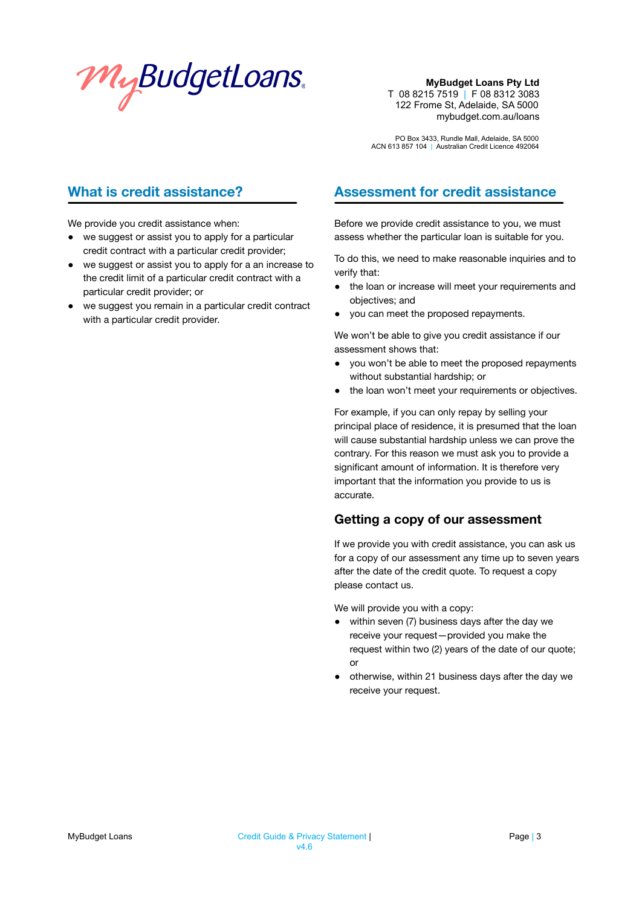MyBudgetLoans

**MyBudget Loans Pty Ltd**
T 08 8215 7519 | F 08 8312 3083
122 Frome St, Adelaide, SA 5000
mybudget.com.au/loans

PO Box 3433, Rundle Mall, Adelaide, SA 5000
ACN 613 857 104 | Australian Credit Licence 492064

## What is credit assistance?

We provide you credit assistance when:

- we suggest or assist you to apply for a particular credit contract with a particular credit provider;
- we suggest or assist you to apply for a an increase to the credit limit of a particular credit contract with a particular credit provider; or
- we suggest you remain in a particular credit contract with a particular credit provider.

## Assessment for credit assistance

Before we provide credit assistance to you, we must assess whether the particular loan is suitable for you.

To do this, we need to make reasonable inquiries and to verify that:

- the loan or increase will meet your requirements and objectives; and
- you can meet the proposed repayments.

We won't be able to give you credit assistance if our assessment shows that:

- you won't be able to meet the proposed repayments without substantial hardship; or
- the loan won't meet your requirements or objectives.

For example, if you can only repay by selling your principal place of residence, it is presumed that the loan will cause substantial hardship unless we can prove the contrary. For this reason we must ask you to provide a significant amount of information. It is therefore very important that the information you provide to us is accurate.

### Getting a copy of our assessment

If we provide you with credit assistance, you can ask us for a copy of our assessment any time up to seven years after the date of the credit quote. To request a copy please contact us.

We will provide you with a copy:

- within seven (7) business days after the day we receive your request—provided you make the request within two (2) years of the date of our quote; or
- otherwise, within 21 business days after the day we receive your request.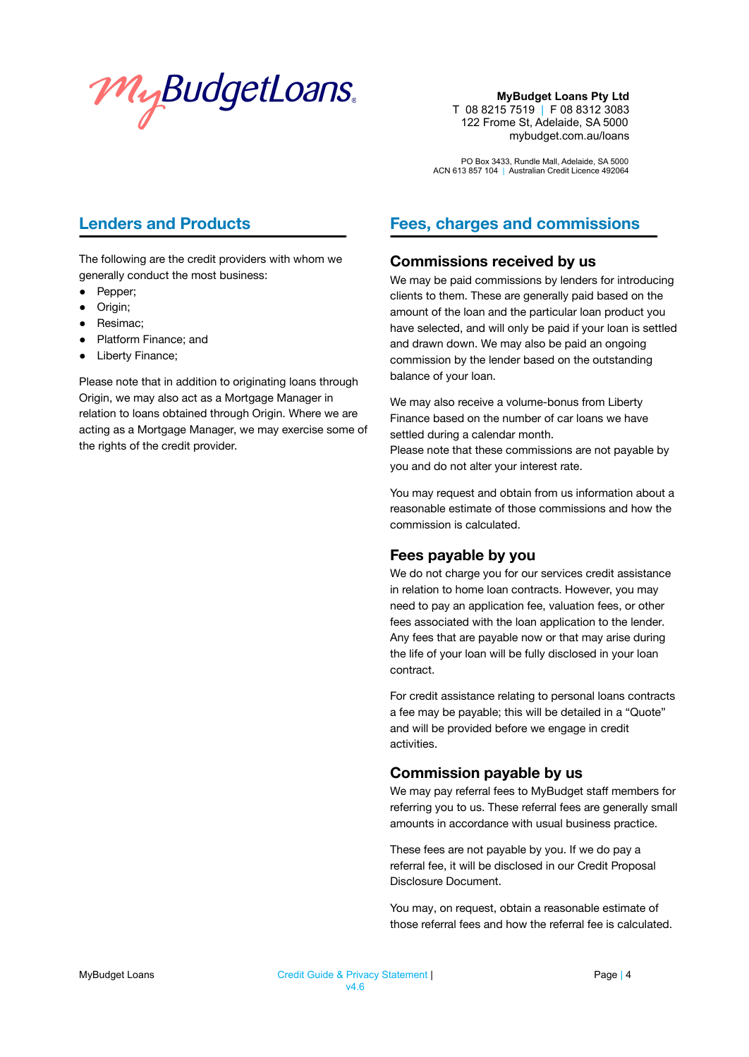## Lenders and Products

The following are the credit providers with whom we generally conduct the most business:

- Pepper;
- Origin;
- Resimac;
- Platform Finance; and
- Liberty Finance;

Please note that in addition to originating loans through Origin, we may also act as a Mortgage Manager in relation to loans obtained through Origin. Where we are acting as a Mortgage Manager, we may exercise some of the rights of the credit provider.

## Fees, charges and commissions

### Commissions received by us

We may be paid commissions by lenders for introducing clients to them. These are generally paid based on the amount of the loan and the particular loan product you have selected, and will only be paid if your loan is settled and drawn down. We may also be paid an ongoing commission by the lender based on the outstanding balance of your loan.

We may also receive a volume-bonus from Liberty Finance based on the number of car loans we have settled during a calendar month.
Please note that these commissions are not payable by you and do not alter your interest rate.

You may request and obtain from us information about a reasonable estimate of those commissions and how the commission is calculated.

### Fees payable by you

We do not charge you for our services credit assistance in relation to home loan contracts. However, you may need to pay an application fee, valuation fees, or other fees associated with the loan application to the lender. Any fees that are payable now or that may arise during the life of your loan will be fully disclosed in your loan contract.

For credit assistance relating to personal loans contracts a fee may be payable; this will be detailed in a "Quote" and will be provided before we engage in credit activities.

### Commission payable by us

We may pay referral fees to MyBudget staff members for referring you to us. These referral fees are generally small amounts in accordance with usual business practice.

These fees are not payable by you. If we do pay a referral fee, it will be disclosed in our Credit Proposal Disclosure Document.

You may, on request, obtain a reasonable estimate of those referral fees and how the referral fee is calculated.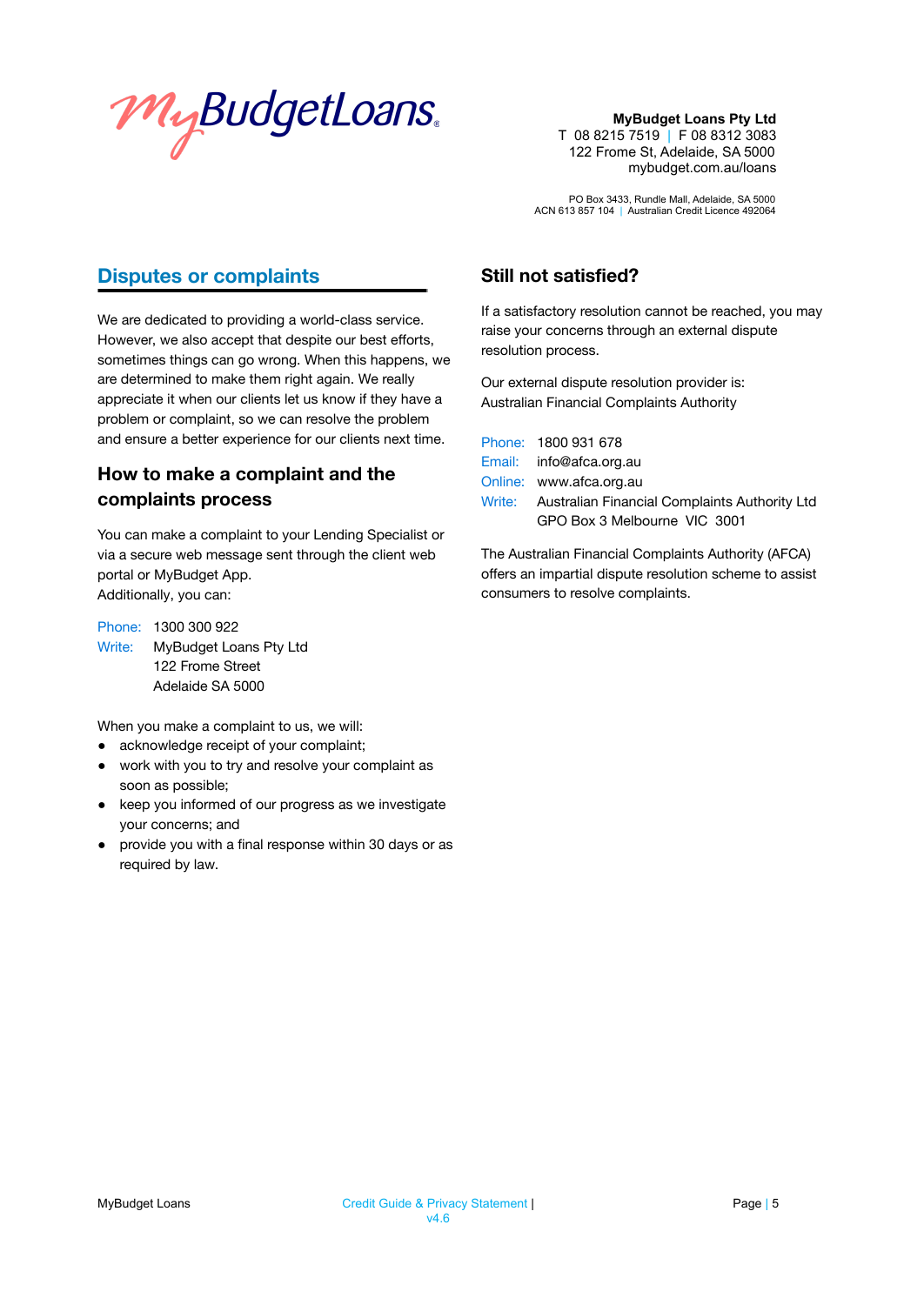**MyBudget Loans Pty Ltd**
T 08 8215 7519 | F 08 8312 3083
122 Frome St, Adelaide, SA 5000
mybudget.com.au/loans

PO Box 3433, Rundle Mall, Adelaide, SA 5000
ACN 613 857 104 | Australian Credit Licence 492064

## Disputes or complaints

We are dedicated to providing a world-class service. However, we also accept that despite our best efforts, sometimes things can go wrong. When this happens, we are determined to make them right again. We really appreciate it when our clients let us know if they have a problem or complaint, so we can resolve the problem and ensure a better experience for our clients next time.

### How to make a complaint and the complaints process

You can make a complaint to your Lending Specialist or via a secure web message sent through the client web portal or MyBudget App.
Additionally, you can:

Phone: 1300 300 922
Write: MyBudget Loans Pty Ltd
122 Frome Street
Adelaide SA 5000

When you make a complaint to us, we will:

- acknowledge receipt of your complaint;
- work with you to try and resolve your complaint as soon as possible;
- keep you informed of our progress as we investigate your concerns; and
- provide you with a final response within 30 days or as required by law.

### Still not satisfied?

If a satisfactory resolution cannot be reached, you may raise your concerns through an external dispute resolution process.

Our external dispute resolution provider is:
Australian Financial Complaints Authority

Phone: 1800 931 678
Email: info@afca.org.au
Online: www.afca.org.au
Write: Australian Financial Complaints Authority Ltd
GPO Box 3 Melbourne VIC 3001

The Australian Financial Complaints Authority (AFCA) offers an impartial dispute resolution scheme to assist consumers to resolve complaints.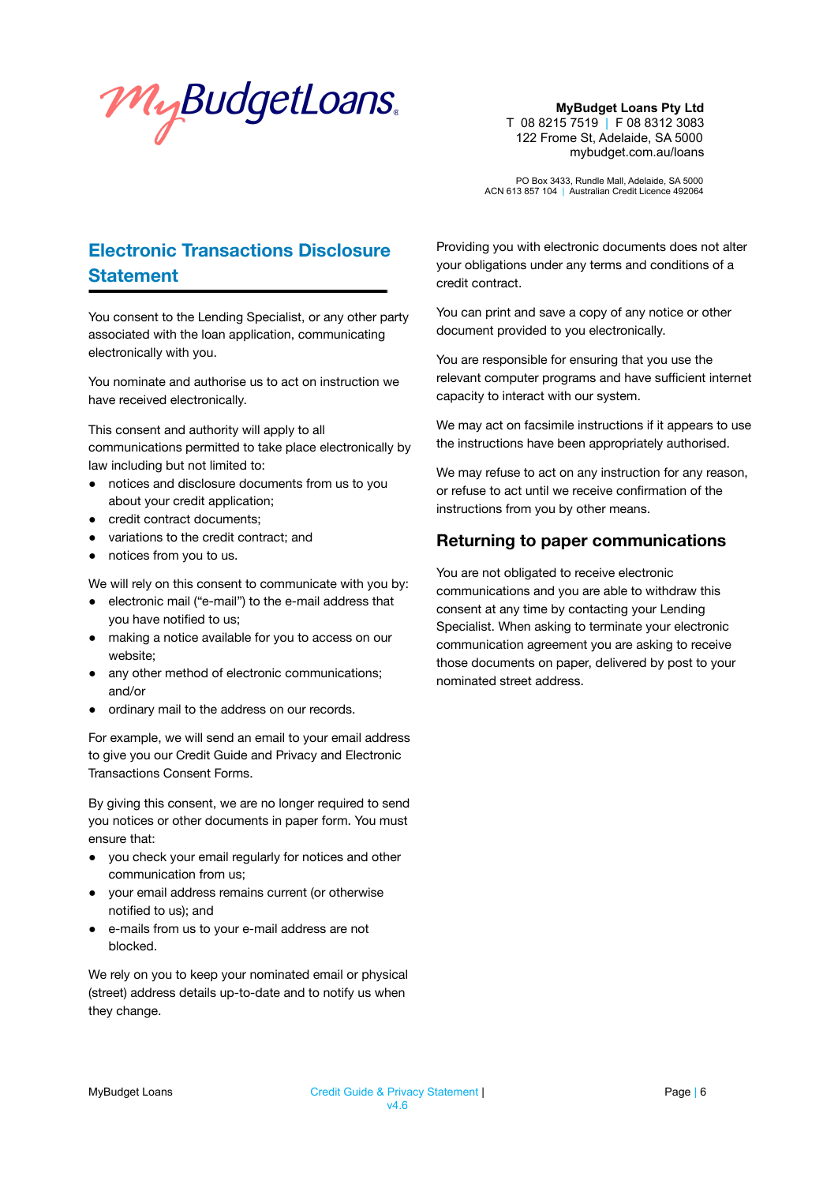**MyBudget Loans Pty Ltd**
T 08 8215 7519 | F 08 8312 3083
122 Frome St, Adelaide, SA 5000
mybudget.com.au/loans

PO Box 3433, Rundle Mall, Adelaide, SA 5000
ACN 613 857 104 | Australian Credit Licence 492064

## Electronic Transactions Disclosure Statement

You consent to the Lending Specialist, or any other party associated with the loan application, communicating electronically with you.

You nominate and authorise us to act on instruction we have received electronically.

This consent and authority will apply to all communications permitted to take place electronically by law including but not limited to:

- notices and disclosure documents from us to you about your credit application;
- credit contract documents;
- variations to the credit contract; and
- notices from you to us.

We will rely on this consent to communicate with you by:

- electronic mail ("e-mail") to the e-mail address that you have notified to us;
- making a notice available for you to access on our website;
- any other method of electronic communications; and/or
- ordinary mail to the address on our records.

For example, we will send an email to your email address to give you our Credit Guide and Privacy and Electronic Transactions Consent Forms.

By giving this consent, we are no longer required to send you notices or other documents in paper form. You must ensure that:

- you check your email regularly for notices and other communication from us;
- your email address remains current (or otherwise notified to us); and
- e-mails from us to your e-mail address are not blocked.

We rely on you to keep your nominated email or physical (street) address details up-to-date and to notify us when they change.

Providing you with electronic documents does not alter your obligations under any terms and conditions of a credit contract.

You can print and save a copy of any notice or other document provided to you electronically.

You are responsible for ensuring that you use the relevant computer programs and have sufficient internet capacity to interact with our system.

We may act on facsimile instructions if it appears to use the instructions have been appropriately authorised.

We may refuse to act on any instruction for any reason, or refuse to act until we receive confirmation of the instructions from you by other means.

### Returning to paper communications

You are not obligated to receive electronic communications and you are able to withdraw this consent at any time by contacting your Lending Specialist. When asking to terminate your electronic communication agreement you are asking to receive those documents on paper, delivered by post to your nominated street address.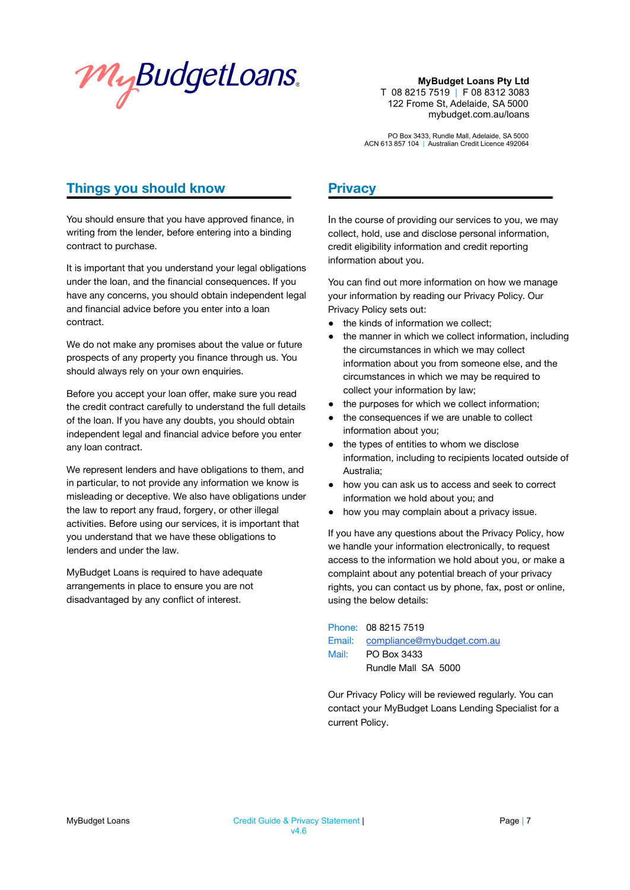MyBudget Loans Pty Ltd
T 08 8215 7519 | F 08 8312 3083
122 Frome St, Adelaide, SA 5000
mybudget.com.au/loans

PO Box 3433, Rundle Mall, Adelaide, SA 5000
ACN 613 857 104 | Australian Credit Licence 492064

## Things you should know

You should ensure that you have approved finance, in writing from the lender, before entering into a binding contract to purchase.

It is important that you understand your legal obligations under the loan, and the financial consequences. If you have any concerns, you should obtain independent legal and financial advice before you enter into a loan contract.

We do not make any promises about the value or future prospects of any property you finance through us. You should always rely on your own enquiries.

Before you accept your loan offer, make sure you read the credit contract carefully to understand the full details of the loan. If you have any doubts, you should obtain independent legal and financial advice before you enter any loan contract.

We represent lenders and have obligations to them, and in particular, to not provide any information we know is misleading or deceptive. We also have obligations under the law to report any fraud, forgery, or other illegal activities. Before using our services, it is important that you understand that we have these obligations to lenders and under the law.

MyBudget Loans is required to have adequate arrangements in place to ensure you are not disadvantaged by any conflict of interest.

## Privacy

In the course of providing our services to you, we may collect, hold, use and disclose personal information, credit eligibility information and credit reporting information about you.

You can find out more information on how we manage your information by reading our Privacy Policy. Our Privacy Policy sets out:

- the kinds of information we collect;
- the manner in which we collect information, including the circumstances in which we may collect information about you from someone else, and the circumstances in which we may be required to collect your information by law;
- the purposes for which we collect information;
- the consequences if we are unable to collect information about you;
- the types of entities to whom we disclose information, including to recipients located outside of Australia;
- how you can ask us to access and seek to correct information we hold about you; and
- how you may complain about a privacy issue.

If you have any questions about the Privacy Policy, how we handle your information electronically, to request access to the information we hold about you, or make a complaint about any potential breach of your privacy rights, you can contact us by phone, fax, post or online, using the below details:

Phone: 08 8215 7519
Email: compliance@mybudget.com.au
Mail: PO Box 3433
Rundle Mall SA 5000

Our Privacy Policy will be reviewed regularly. You can contact your MyBudget Loans Lending Specialist for a current Policy.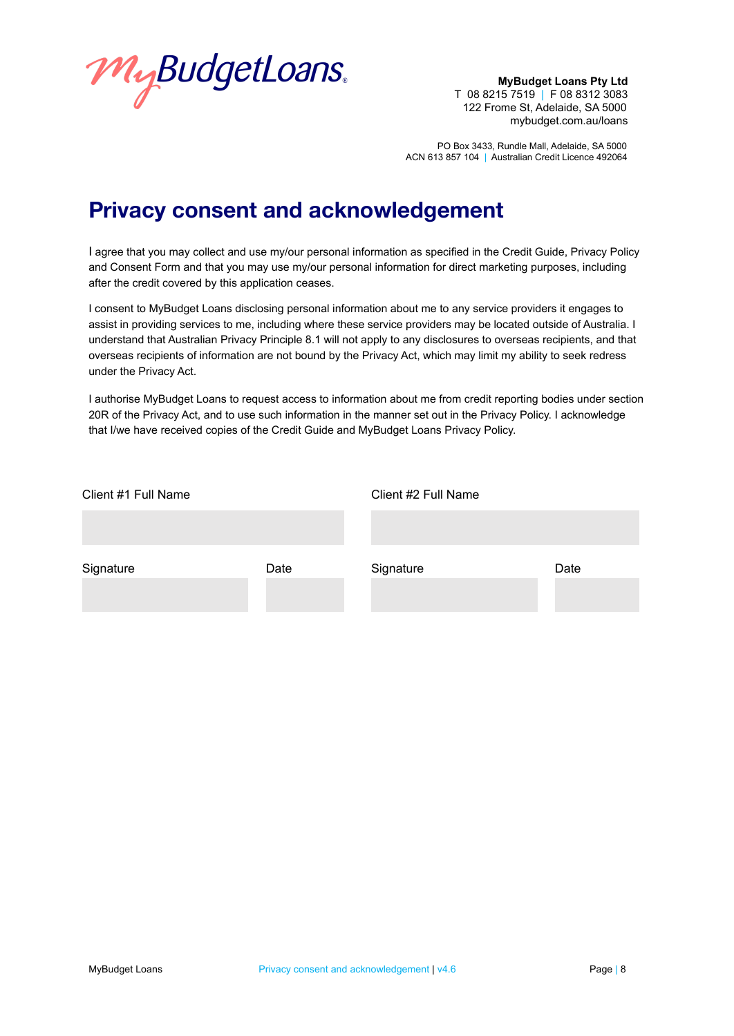MyBudgetLoans

**MyBudget Loans Pty Ltd**
T 08 8215 7519 | F 08 8312 3083
122 Frome St, Adelaide, SA 5000
mybudget.com.au/loans

PO Box 3433, Rundle Mall, Adelaide, SA 5000
ACN 613 857 104 | Australian Credit Licence 492064

# Privacy consent and acknowledgement

I agree that you may collect and use my/our personal information as specified in the Credit Guide, Privacy Policy and Consent Form and that you may use my/our personal information for direct marketing purposes, including after the credit covered by this application ceases.

I consent to MyBudget Loans disclosing personal information about me to any service providers it engages to assist in providing services to me, including where these service providers may be located outside of Australia. I understand that Australian Privacy Principle 8.1 will not apply to any disclosures to overseas recipients, and that overseas recipients of information are not bound by the Privacy Act, which may limit my ability to seek redress under the Privacy Act.

I authorise MyBudget Loans to request access to information about me from credit reporting bodies under section 20R of the Privacy Act, and to use such information in the manner set out in the Privacy Policy. I acknowledge that I/we have received copies of the Credit Guide and MyBudget Loans Privacy Policy.

| Client #1 Full Name | | Client #2 Full Name | |
|---|---|---|---|
| | | | |
| Signature | Date | Signature | Date |
| | | | |